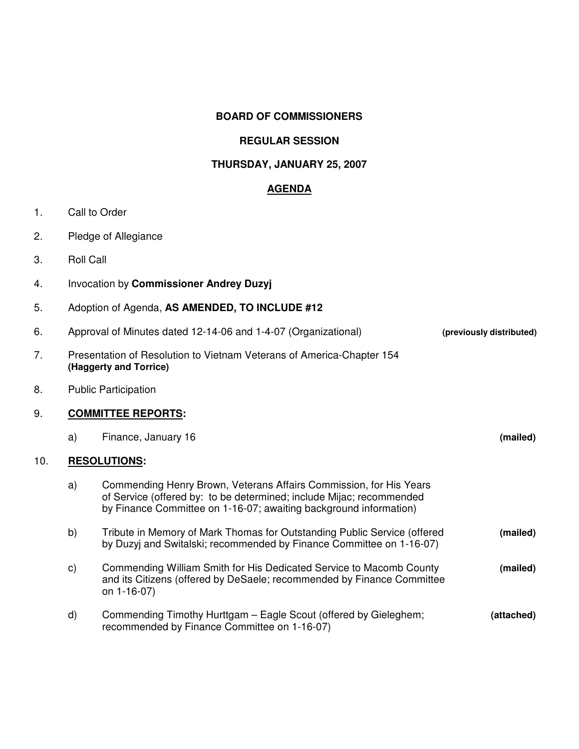**BOARD OF COMMISSIONERS**

**REGULAR SESSION**

**THURSDAY, JANUARY 25, 2007**

**<u>AGENDA</u>**

1. Call to Order

2. Pledge of Allegiance

3. Roll Call

4. Invocation by **Commissioner Andrey Duzyj**

5. Adoption of Agenda, **AS AMENDED, TO INCLUDE #12**

6. Approval of Minutes dated 12-14-06 and 1-4-07 (Organizational) **(previously distributed)**

7. Presentation of Resolution to Vietnam Veterans of America-Chapter 154 **(Haggerty and Torrice)**

8. Public Participation

9. **<u>COMMITTEE REPORTS</u>:**

   a) Finance, January 16 **(mailed)**

10. **<u>RESOLUTIONS</u>:**

    a) Commending Henry Brown, Veterans Affairs Commission, for His Years of Service (offered by: to be determined; include Mijac; recommended by Finance Committee on 1-16-07; awaiting background information)

    b) Tribute in Memory of Mark Thomas for Outstanding Public Service (offered by Duzyj and Switalski; recommended by Finance Committee on 1-16-07) **(mailed)**

    c) Commending William Smith for His Dedicated Service to Macomb County and its Citizens (offered by DeSaele; recommended by Finance Committee on 1-16-07) **(mailed)**

    d) Commending Timothy Hurttgam – Eagle Scout (offered by Gieleghem; recommended by Finance Committee on 1-16-07) **(attached)**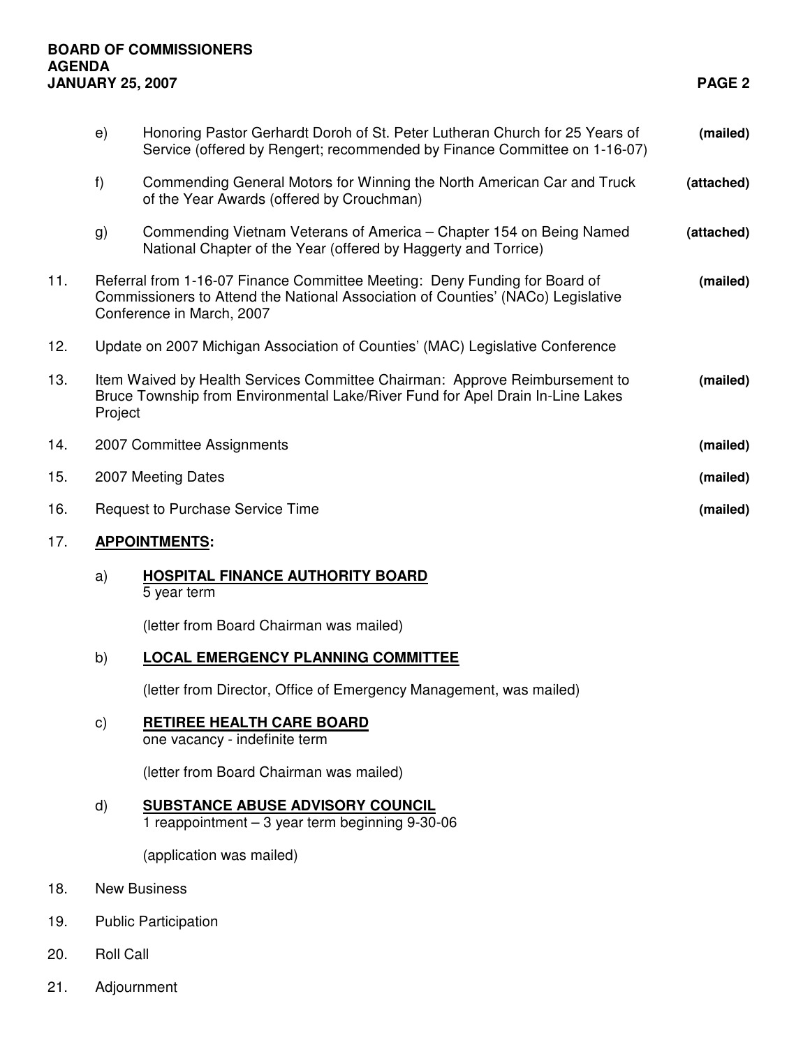e) Honoring Pastor Gerhardt Doroh of St. Peter Lutheran Church for 25 Years of Service (offered by Rengert; recommended by Finance Committee on 1-16-07) **(mailed)**

f) Commending General Motors for Winning the North American Car and Truck of the Year Awards (offered by Crouchman) **(attached)**

g) Commending Vietnam Veterans of America – Chapter 154 on Being Named National Chapter of the Year (offered by Haggerty and Torrice) **(attached)**

11. Referral from 1-16-07 Finance Committee Meeting: Deny Funding for Board of Commissioners to Attend the National Association of Counties' (NACo) Legislative Conference in March, 2007 **(mailed)**

12. Update on 2007 Michigan Association of Counties' (MAC) Legislative Conference

13. Item Waived by Health Services Committee Chairman: Approve Reimbursement to Bruce Township from Environmental Lake/River Fund for Apel Drain In-Line Lakes Project **(mailed)**

14. 2007 Committee Assignments **(mailed)**

15. 2007 Meeting Dates **(mailed)**

16. Request to Purchase Service Time **(mailed)**

17. **APPOINTMENTS:**

   a) **HOSPITAL FINANCE AUTHORITY BOARD**
   5 year term

   (letter from Board Chairman was mailed)

   b) **LOCAL EMERGENCY PLANNING COMMITTEE**

   (letter from Director, Office of Emergency Management, was mailed)

   c) **RETIREE HEALTH CARE BOARD**
   one vacancy - indefinite term

   (letter from Board Chairman was mailed)

   d) **SUBSTANCE ABUSE ADVISORY COUNCIL**
   1 reappointment – 3 year term beginning 9-30-06

   (application was mailed)

18. New Business

19. Public Participation

20. Roll Call

21. Adjournment